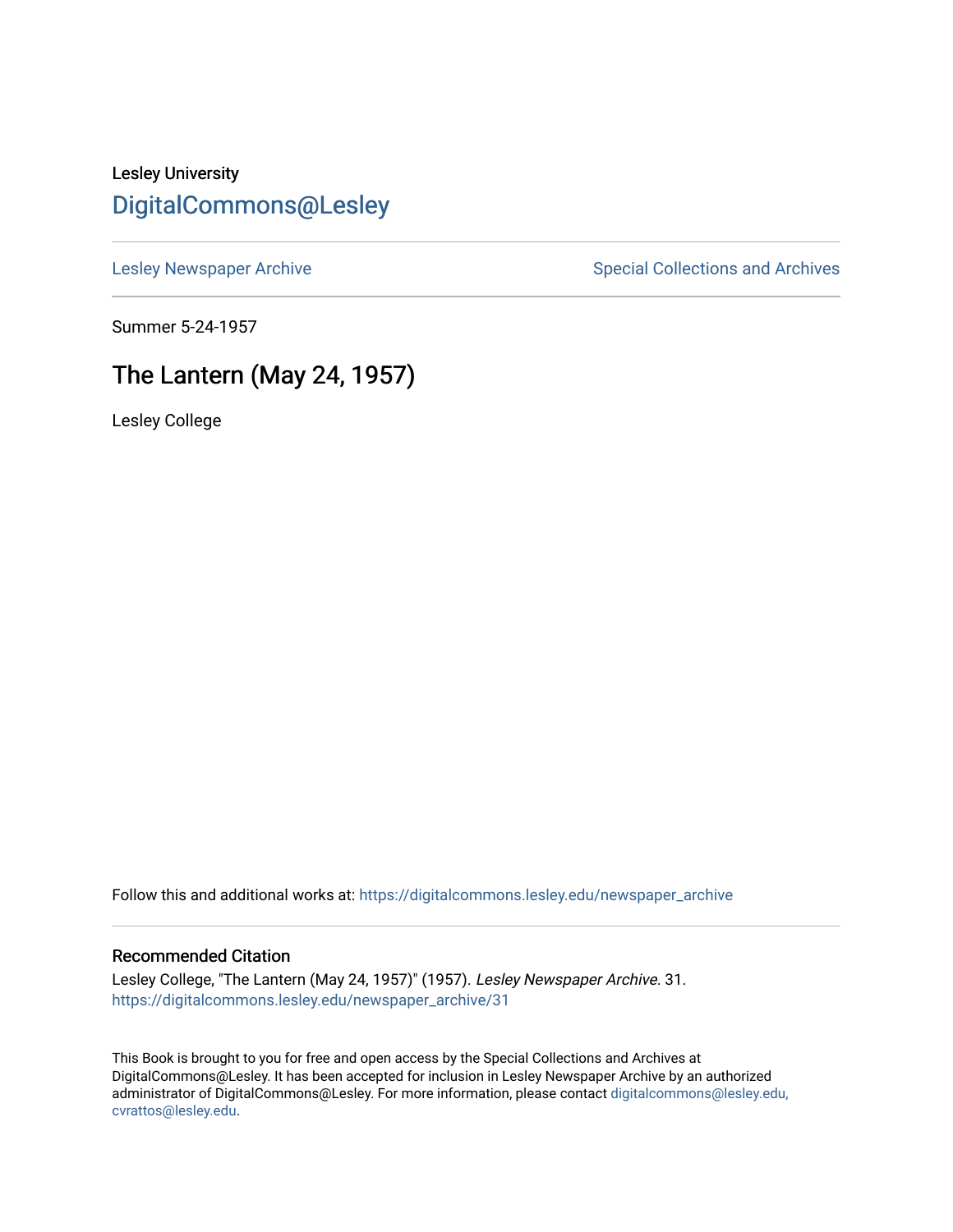Lesley University

# DigitalCommons@Lesley

Lesley Newspaper Archive

Special Collections and Archives

Summer 5-24-1957

## The Lantern (May 24, 1957)

Lesley College

Follow this and additional works at: https://digitalcommons.lesley.edu/newspaper_archive

### Recommended Citation

Lesley College, "The Lantern (May 24, 1957)" (1957). *Lesley Newspaper Archive*. 31.
https://digitalcommons.lesley.edu/newspaper_archive/31

This Book is brought to you for free and open access by the Special Collections and Archives at DigitalCommons@Lesley. It has been accepted for inclusion in Lesley Newspaper Archive by an authorized administrator of DigitalCommons@Lesley. For more information, please contact digitalcommons@lesley.edu, cvrattos@lesley.edu.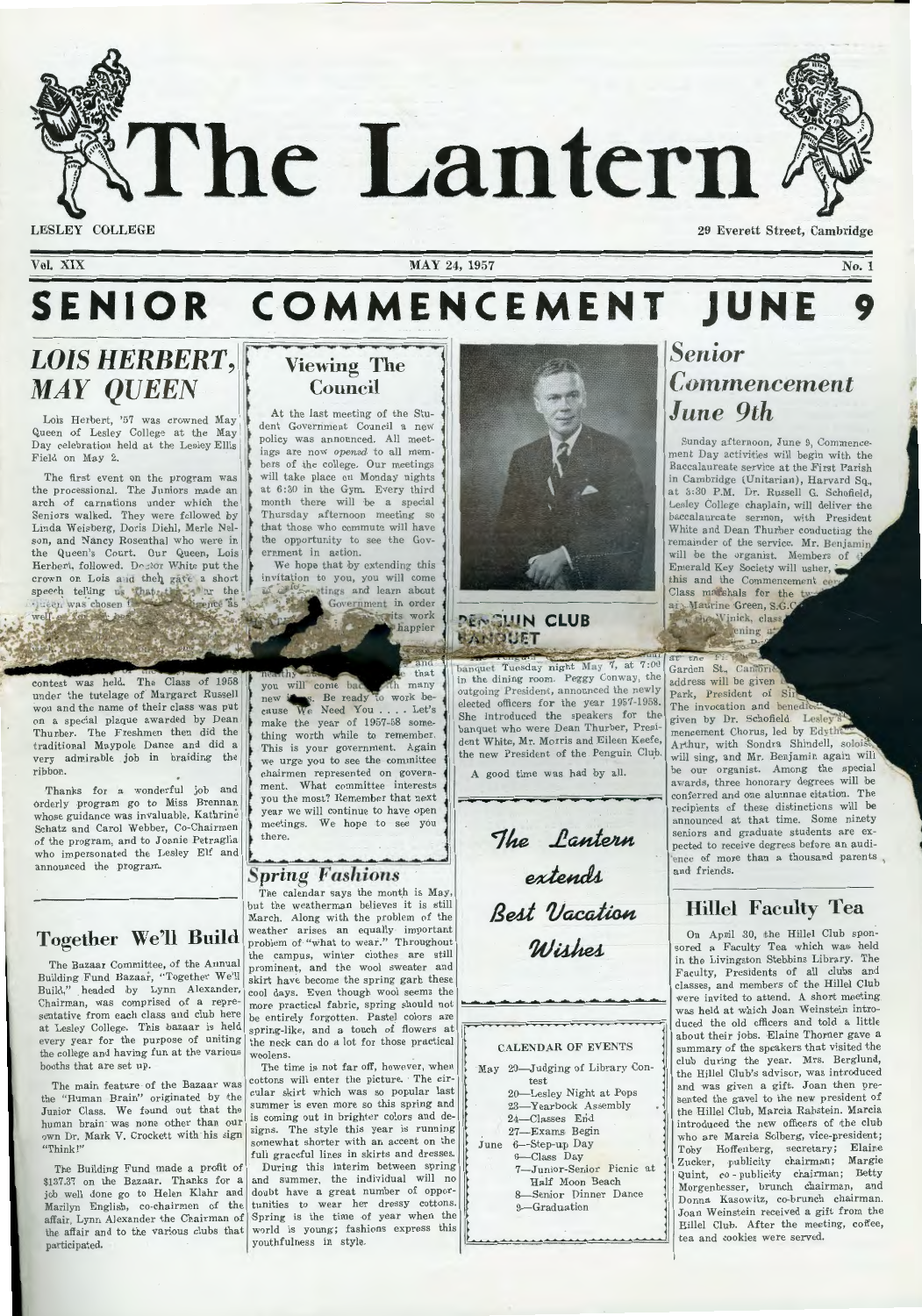# The Lantern

LESLEY COLLEGE

29 Everett Street, Cambridge

Vol. XIX — MAY 24, 1957 — No. 1

# SENIOR COMMENCEMENT JUNE 9

## LOIS HERBERT, MAY QUEEN

Lois Herbert, '57 was crowned May Queen of Lesley College at the May Day celebration held at the Lesley Ellis Field on May 2.

The first event on the program was the processional. The Juniors made an arch of carnations under which the Seniors walked. They were followed by Linda Weisberg, Doris Diehl, Merle Nelson, and Nancy Rosenthal who were in the Queen's Court. Our Queen, Lois Herbert, followed. Doctor White put the crown on Lois and then gave a short speech telling us that ... the queen was chosen ... as well ...

... contest was held. The Class of 1958 under the tutelage of Margaret Russell won and the name of their class was put on a special plaque awarded by Dean Thurber. The Freshmen then did the traditional Maypole Dance and did a very admirable job in braiding the ribbon.

Thanks for a wonderful job and orderly program go to Miss Brennan whose guidance was invaluable, Katharine Schatz and Carol Webber, Co-Chairmen of the program, and to Joanie Petraglia who impersonated the Lesley Elf and announced the program.

## Together We'll Build

The Bazaar Committee, of the Annual Building Fund Bazaar, "Together We'll Build," headed by Lynn Alexander, Chairman, was comprised of a representative from each class and club here at Lesley College. This bazaar is held every year for the purpose of uniting the college and having fun at the various booths that are set up.

The main feature of the Bazaar was the "Human Brain" originated by the Junior Class. We found out that the human brain was none other than our own Dr. Mark V. Crockett with his sign "Think!"

The Building Fund made a profit of $137.37 on the Bazaar. Thanks for a job well done go to Helen Klahr and Marilyn English, co-chairmen of the affair, Lynn Alexander the Chairman of the affair and to the various clubs that participated.

## Viewing The Council

At the last meeting of the Student Government Council a new policy was announced. All meetings are now *opened* to all members of the college. Our meetings will take place on Monday nights at 6:30 in the Gym. Every third month there will be a special Thursday afternoon meeting so that those who commute will have the opportunity to see the Government in action.

We hope that by extending this invitation to you, you will come ... meetings and learn about ... Government in order ... its work ... happier ...

... and ... months ... that you will come back with many new ideas. Be ready to work because We Need You .... Let's make the year of 1957-58 something worth while to remember. This is your government. Again we urge you to see the committee chairmen represented on government. What committee interests you the most? Remember that next year we will continue to have open meetings. We hope to see you there.

## Spring Fashions

The calendar says the month is May, but the weatherman believes it is still March. Along with the problem of the weather arises an equally important problem of "what to wear." Throughout the campus, winter clothes are still prominent, and the wool sweater and skirt have become the spring garb these cool days. Even though wool seems the more practical fabric, spring should not be entirely forgotten. Pastel colors are spring-like, and a touch of flowers at the neck can do a lot for those practical woolens.

The time is not far off, however, when cottons will enter the picture. The circular skirt which was so popular last summer is even more so this spring and is coming out in brighter colors and designs. The style this year is running somewhat shorter with an accent on the full graceful lines in skirts and dresses.

During this interim between spring and summer, the individual will no doubt have a great number of opportunities to wear her dressy cottons. Spring is the time of year when the world is young; fashions express this youthfulness in style.

## PENGUIN CLUB BANQUET

... banquet Tuesday night May 7, at 7:00 in the dining room. Peggy Conway, the outgoing President, announced the newly elected officers for the year 1957-1958. She introduced the speakers for the banquet who were Dean Thurber, President White, Mr. Morris and Eileen Keefe, the new President of the Penguin Club.

A good time was had by all.

*The Lantern extends Best Vacation Wishes*

**CALENDAR OF EVENTS**

May 20—Judging of Library Contest
- 20—Lesley Night at Pops
- 23—Yearbook Assembly
- 24—Classes End
- 27—Exams Begin

June 6—Step-up Day
- 6—Class Day
- 7—Junior-Senior Picnic at Half Moon Beach
- 8—Senior Dinner Dance
- 9—Graduation

## Senior Commencement June 9th

Sunday afternoon, June 9, Commencement Day activities will begin with the Baccalaureate service at the First Parish in Cambridge (Unitarian), Harvard Sq., at 3:30 P.M. Dr. Russell G. Schofield, Lesley College chaplain, will deliver the baccalaureate sermon, with President White and Dean Thurber conducting the remainder of the service. Mr. Benjamin will be the organist. Members of the Emerald Key Society will usher ... this and the Commencement ... Class marshals for the ... are Maurine Green, S.G.C. ... Winick, class ... evening at ... at the ... Garden St., Cambridge ... address will be given ... Park, President of Si... The invocation and benediction ... given by Dr. Schofield. Lesley's ... mencement Chorus, led by Edythe ... Arthur, with Sondra Shindell, soloist, will sing, and Mr. Benjamin again will be our organist. Among the special awards, three honorary degrees will be conferred and one alumnae citation. The recipients of these distinctions will be announced at that time. Some ninety seniors and graduate students are expected to receive degrees before an audience of more than a thousand parents and friends.

## Hillel Faculty Tea

On April 30, the Hillel Club sponsored a Faculty Tea which was held in the Livingston Stebbins Library. The Faculty, Presidents of all clubs and classes, and members of the Hillel Club were invited to attend. A short meeting was held at which Joan Weinstein introduced the old officers and told a little about their jobs. Elaine Thorner gave a summary of the speakers that visited the club during the year. Mrs. Berglund, the Hillel Club's advisor, was introduced and was given a gift. Joan then presented the gavel to the new president of the Hillel Club, Marcia Rabstein. Marcia introduced the new officers of the club who are Marcia Solberg, vice-president; Toby Hoffenberg, secretary; Elaine Zucker, publicity chairman; Margie Quint, co-publicity chairman; Betty Morgenbesser, brunch chairman, and Donna Kasowitz, co-brunch chairman. Joan Weinstein received a gift from the Hillel Club. After the meeting, coffee, tea and cookies were served.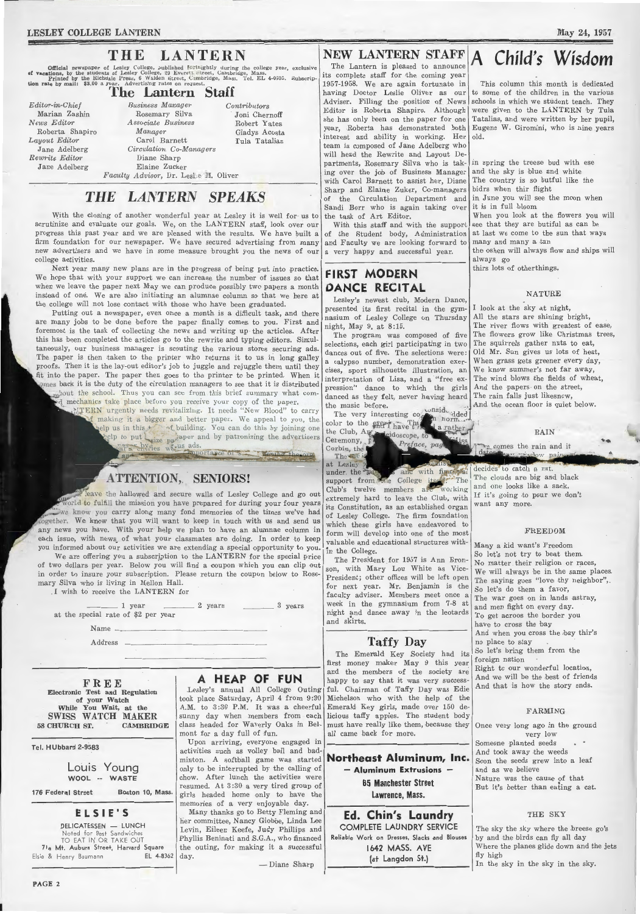# THE LANTERN

Official newspaper of Lesley College, published fortnightly during the college year, exclusive of vacations, by the students of Lesley College, 29 Everett Street, Cambridge, Mass. Printed by the Richdale Press, 6 Walden Street, Cambridge, Mass. Tel. EL 4-0505. Subscription rate by mail: $3.00 a year. Advertising rates on request.

## The Lantern Staff

*Editor-in-Chief*
Marian Zashin

*News Editor*
Roberta Shapiro

*Layout Editor*
Jane Adelberg

*Rewrite Editor*
Jane Adelberg

*Business Manager*
Rosemary Silva

*Associate Business Manager*
Carol Barnett

*Circulation Co-Managers*
Diane Sharp
Elaine Zucker

*Contributors*
Joni Chernoff
Robert Yates
Gladys Acosta
Tula Tatalias

*Faculty Advisor*, Dr. Leslie M. Oliver

## *THE LANTERN SPEAKS*

With the closing of another wonderful year at Lesley it is well for us to scrutinize and evaluate our goals. We, on the LANTERN staff, look over our progress this past year and we are pleased with the results. We have built a firm foundation for our newspaper. We have secured advertising from many new advertisers and we have in some measure brought you the news of our college activities.

Next year many new plans are in the progress of being put into practice. We hope that with your support we can increase the number of issues so that when we leave the paper next May we can produce possibly two papers a month instead of one. We are also initiating an alumnae column so that we here at the college will not lose contact with those who have been graduated.

Putting out a newspaper, even once a month is a difficult task, and there are many jobs to be done before the paper finally comes to you. First and foremost is the task of collecting the news and writing up the articles. After this has been completed the articles go to the rewrite and typing editors. Simultaneously, our business manager is scouting the various stores securing ads. The paper is then taken to the printer who returns it to us in long galley proofs. Then it is the lay-out editor's job to juggle and rejuggle them until they fit into the paper. The paper then goes to the printer to be printed. When it comes back it is the duty of the circulation managers to see that it is distributed throughout the school. Thus you can see from this brief summary what complicated mechanics take place before you receive your copy of the paper.

The LANTERN urgently needs revitalizing. It needs "New Blood" to carry ... of making it a bigger and better paper. We appeal to you, the ... help us in this ... of building. You can do this by joining one ... help to put ... size paper and by patronizing the advertisers ... by ... us ads. ... importance of ...

## ATTENTION, SENIORS!

... leave the hallowed and secure walls of Lesley College and go out ... world to fulfill the mission you have prepared for during your four years ... we know you carry along many fond memories of the times we've had together. We know that you will want to keep in touch with us and send us any news you have. With your help we plan to have an alumnae column in each issue, with news of what your classmates are doing. In order to keep you informed about our activities we are extending a special opportunity to you.

We are offering you a subscription to the LANTERN for the special price of two dollars per year. Below you will find a coupon which you can clip out in order to insure your subscription. Please return the coupon below to Rosemary Silva who is living in Mellon Hall.

I wish to receive the LANTERN for

_____ 1 year _____ 2 years _____ 3 years

at the special rate of $2 per year

Name _______________

Address _______________

_______________

**FREE**
**Electronic Test and Regulation of your Watch While You Wait, at the SWISS WATCH MAKER**
**58 CHURCH ST. CAMBRIDGE**

**Tel. HUbbard 2-9583**

Louis Young
WOOL -- WASTE
176 Federal Street Boston 10, Mass.

**ELSIE'S**
DELICATESSEN — LUNCH
Noted for Best Sandwiches
TO EAT IN OR TAKE OUT
7½ Mt. Auburn Street, Harvard Square
Elsie & Henry Baumann EL 4-8362

## A HEAP OF FUN

Lesley's annual All College Outing took place Saturday, April 4 from 9:30 A.M. to 3:30 P.M. It was a cheerful sunny day when members from each class headed for Waverly Oaks in Belmont for a day full of fun.

Upon arriving, everyone engaged in activities such as volley ball and badminton. A softball game was started only to be interrupted by the calling of chow. After lunch the activities were resumed. At 3:30 a very tired group of girls headed home only to have the memories of a very enjoyable day.

Many thanks go to Betty Fleming and her committee, Nancy Globbe, Linda Lee Levin, Eileen Keefe, Judy Phillips and Phyllis Beninati and S.G.A., who financed the outing, for making it a successful day.

— Diane Sharp

## NEW LANTERN STAFF

The Lantern is pleased to announce its complete staff for the coming year 1957-1958. We are again fortunate in having Doctor Leslie Oliver as our Adviser. Filling the position of News Editor is Roberta Shapiro. Although she has only been on the paper for one year, Roberta has demonstrated both interest and ability in working. Her team is composed of Jane Adelberg who will head the Rewrite and Layout Departments, Rosemary Silva who is taking over the job of Business Manager with Carol Barnett to assist her, Diane Sharp and Elaine Zuker, Co-managers of the Circulation Department and Sandi Borr who is again taking over the task of Art Editor.

With this staff and with the support of the Student body, Administration and Faculty we are looking forward to a very happy and successful year.

## FIRST MODERN DANCE RECITAL

Lesley's newest club, Modern Dance, presented its first recital in the gymnasium of Lesley College on Thursday night, May 9, at 8:15.

The program was composed of five selections, each girl participating in two dances out of five. The selections were: a calypso number, demonstration exercises, sport silhouette illustration, an interpretation of Lisa, and a "free expression" dance to which the girls danced as they felt, never having heard the music before.

The very interesting co... considered ... norm... color to the ... They have ... a rather ... the Club, A... Kaleidoscope, to ... Ceremony, ... Preface, pa... ... Corbin, the ... The ... at Lesley ... under the ... and with financial support from the College itself. The Club's twelve members are working extremely hard to leave the Club, with its Constitution, as an established organ of Lesley College. The firm foundation which these girls have endeavored to form will develop into one of the most valuable and educational structures within the College.

The President for 1957 is Ann Bronson, with Mary Lou White as Vice-President; other offices will be left open for next year. Mr. Benjamin is the faculty adviser. Members meet once a week in the gymnasium from 7-8 at night and dance away in the leotards and skirts.

## Taffy Day

The Emerald Key Society had its first money maker May 9 this year and the members of the society are happy to say that it was very successful. Chairman of Taffy Day was Edie Michelson who with the help of the Emerald Key girls, made over 150 delicious taffy apples. The student body must have really like them, because they all came back for more.

**Northeast Aluminum, Inc.**
— Aluminum Extrusions —
**65 Manchester Street**
**Lawrence, Mass.**

**Ed. Chin's Laundry**
COMPLETE LAUNDRY SERVICE
Reliable Work on Dresses, Slacks and Blouses
**1642 MASS. AVE**
**(at Langdon St.)**

# *A Child's Wisdom*

This column this month is dedicated to some of the children in the various schools in which we student teach. They were given to the LANTERN by Tula Tatalias, and were written by her pupil, Eugene W. Giromini, who is nine years old.

in spring the treese bud with ese
and the sky is blue and white
The country is so butful like the
bidrs when thir flight
in June you will see the moon when
it is in full bloom
When you look at the flowers you will
see that they are butiful as can be
at last we come to the sun that ways
many and many a tun
the oshen will always flow and ships will
always go
thirs lots of otherthings.

### NATURE

I look at the sky at night,
All the stars are shining bright,
The river flows with greatest of ease,
The flowers grow like Christmas trees,
The squirrels gather nuts to eat,
Old Mr. Sun gives us lots of heat,
When grass gets greener every day,
We know summer's not far away,
The wind blows the fields of wheat,
And the papers on the street,
The rain falls just likesnow,
And the ocean floor is quiet below.

### RAIN

... comes the rain and it
... window pain ...
decides to catch a rat.
The clouds are big and black
and one looks like a sack.
If it's going to pour we don't
want any more.

### FREEDOM

Many a kid want's Freedom
So let's not try to beat them.
No matter their religion or races,
We will always be in the same places.
The saying goes "love thy neighbor",
So let's do them a favor,
The war goes on in lands astray,
and men fight on every day.
To get across the border you
have to cross the bay
And when you cross the bay thir's
no place to stay
So let's bring them from the
foreign nation
Right to our wonderful location,
And we will be the best of friends
And that is how the story ends.

### FARMING

Once very long ago in the ground
very low
Someone planted seeds
And took away the weeds
Soon the seeds grew into a leaf
and as we believe
Nature was the cause of that
But it's better than eating a cat.

### THE SKY

The sky the sky where the breese go's
by and the birds can fly all day
Where the planes glide down and the jets
fly high
In the sky in the sky in the sky.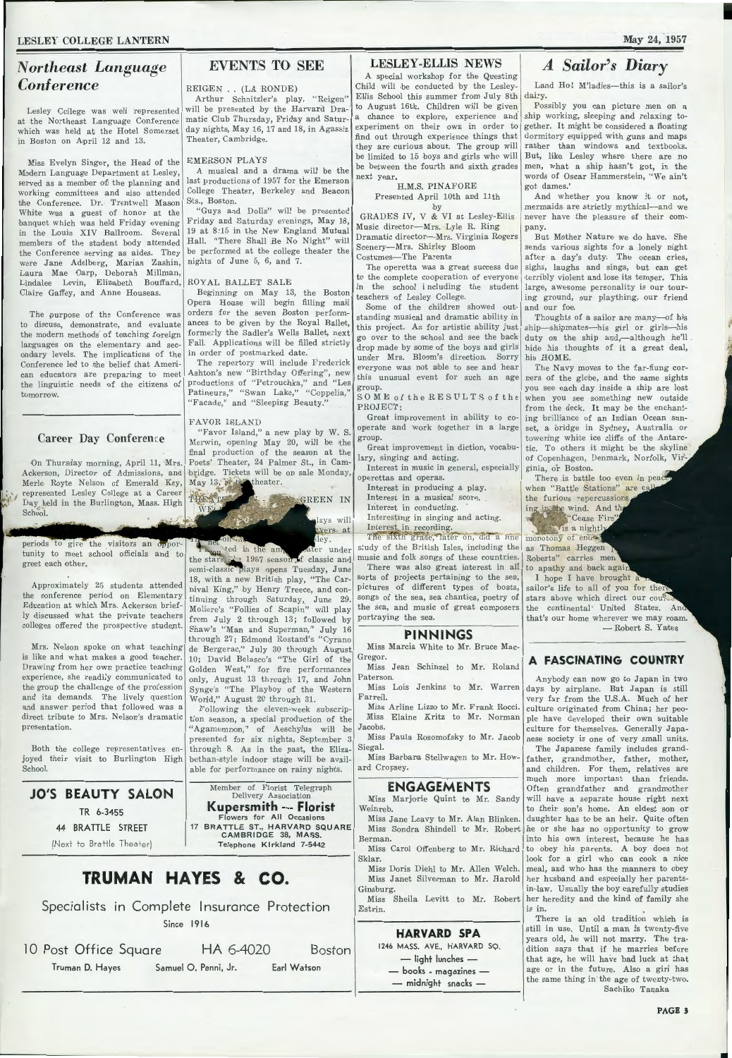## *Northeast Language Conference*

Lesley College was well represented at the Northeast Language Conference which was held at the Hotel Somerset in Boston on April 12 and 13.

Miss Evelyn Singer, the Head of the Modern Language Department at Lesley, served as a member of the planning and working committees and also attended the Conference. Dr. Trentwell Mason White was a guest of honor at the banquet which was held Friday evening in the Louis XIV Ballroom. Several members of the student body attended the Conference serving as aides. They were Jane Adelberg, Marian Zashin, Laura Mae Oarp, Deborah Millman, Lindalee Levin, Elizabeth Bouffard, Claire Gaffey, and Anne Houseas.

The purpose of the Conference was to discuss, demonstrate, and evaluate the modern methods of teaching foreign languages on the elementary and secondary levels. The implications of the Conference led to the belief that American educators are preparing to meet the linguistic needs of the citizens of tomorrow.

### Career Day Conference

On Thursday morning, April 11, Mrs. Ackerson, Director of Admissions, and Merle Royte Nelson of Emerald Key, represented Lesley College at a Career Day held in the Burlington, Mass. High School.

... periods to give the visitors an opportunity to meet school officials and to greet each other.

Approximately 25 students attended the conference period on Elementary Education at which Mrs. Ackerson briefly discussed what the private teachers colleges offered the prospective student.

Mrs. Nelson spoke on what teaching is like and what makes a good teacher. Drawing from her own practice teaching experience, she readily communicated to the group the challenge of the profession and its demands. The lively question and answer period that followed was a direct tribute to Mrs. Nelson's dramatic presentation.

Both the college representatives enjoyed their visit to Burlington High School.

**JO'S BEAUTY SALON**
TR 6-3455
44 BRATTLE STREET
(Next to Brattle Theater)

## EVENTS TO SEE

REIGEN . . (LA RONDE)

Arthur Schnitzler's play, "Reigen" will be presented by the Harvard Dramatic Club Thursday, Friday and Saturday nights, May 16, 17 and 18, in Agassiz Theater, Cambridge.

EMERSON PLAYS

A musical and a drama will be the last productions of 1957 for the Emerson College Theater, Berkeley and Beacon Sts., Boston.

"Guys and Dolls" will be presented Friday and Saturday evenings, May 18, 19 at 8:15 in the New England Mutual Hall. "There Shall Be No Night" will be performed at the college theater the nights of June 5, 6, and 7.

ROYAL BALLET SALE

Beginning on May 13, the Boston Opera House will begin filling mail orders for the seven Boston performances to be given by the Royal Ballet, formerly the Sadler's Wells Ballet, next Fall. Applications will be filled strictly in order of postmarked date.

The repertory will include Frederick Ashton's new "Birthday Offering", new productions of "Petrouchka," and "Les Patineurs," "Swan Lake," "Coppelia," "Facade," and "Sleeping Beauty."

FAVOR ISLAND

"Favor Island," a new play by W. S. Merwin, opening May 20, will be the final production of the season at the Poets' Theater, 24 Palmer St., in Cambridge. Tickets will be on sale Monday, May 13, at the theater.

THE ... GREEN IN ... WE... lays will ... vers. at ... ley. ... ted in the an... ater under the stars ... 1957 season of classic and semi-classic plays opens Tuesday, June 18, with a new British play, "The Carnival King," by Henry Treece, and continuing through Saturday, June 29. Moliere's "Follies of Scapin" will play from July 2 through 13; followed by Shaw's "Man and Superman," July 16 through 27; Edmond Rostand's "Cyrano de Bergerac," July 30 through August 10; David Belasco's "The Girl of the Golden West," for five performances only, August 13 through 17, and John Synge's "The Playboy of the Western World," August 20 through 31.

Following the eleven-week subscription season, a special production of the "Agamemnon," of Aeschylus will be presented for six nights, September 3 through 8. As in the past, the Elizabethan-style indoor stage will be available for performance on rainy nights.

Member of Florist Telegraph Delivery Association
**Kupersmith — Florist**
Flowers for All Occasions
17 BRATTLE ST., HARVARD SQUARE
CAMBRIDGE 38, MASS.
Telephone KIrkland 7-5442

## LESLEY-ELLIS NEWS

A special workshop for the Questing Child will be conducted by the Lesley-Ellis School this summer from July 8th to August 16th. Children will be given a chance to explore, experience and experiment on their own in order to find out through experience things that they are curious about. The group will be limited to 15 boys and girls who will be between the fourth and sixth grades next year.

H.M.S. PINAFORE
Presented April 10th and 11th
by
GRADES IV, V & VI at Lesley-Ellis
Music director—Mrs. Lyle R. Ring
Dramatic director—Mrs. Virginia Rogers
Scenery—Mrs. Shirley Bloom
Costumes—The Parents

The operetta was a great success due to the complete cooperation of everyone in the school including the student teachers of Lesley College.

Some of the children showed outstanding musical and dramatic ability in this project. As for artistic ability just go over to the school and see the back drop made by some of the boys and girls under Mrs. Bloom's direction. Sorry everyone was not able to see and hear this unusual event for such an age group.

SOME of the RESULTS of the PROJECT:

Great improvement in ability to cooperate and work together in a large group.

Great improvement in diction, vocabulary, singing and acting.

Interest in music in general, especially operettas and operas.

Interest in producing a play.

Interest in a musical score.

Interest in conducting.

Interesting in singing and acting.

Interest in recording.

The sixth grade, later on, did a fine study of the British Isles, including the music and folk songs of these countries.

There was also great interest in all sorts of projects pertaining to the sea, pictures of different types of boats, songs of the sea, sea chanties, poetry of the sea, and music of great composers portraying the sea.

## PINNINGS

Miss Marcia White to Mr. Bruce MacGregor.

Miss Jean Schinzel to Mr. Roland Paterson.

Miss Lois Jenkins to Mr. Warren Farrell.

Miss Arline Lizzo to Mr. Frank Rocci.

Miss Elaine Kritz to Mr. Norman Jacobs.

Miss Paula Rosomofsky to Mr. Jacob Siegal.

Miss Barbara Stellwagen to Mr. Howard Cropsey.

## ENGAGEMENTS

Miss Marjorie Quint to Mr. Sandy Weinreb.

Miss Jane Leavy to Mr. Alan Blinken.

Miss Sondra Shindell to Mr. Robert Berman.

Miss Carol Offenberg to Mr. Richard Sklar.

Miss Doris Diehl to Mr. Allen Welch.

Miss Janet Silverman to Mr. Harold Ginsburg.

Miss Sheila Levitt to Mr. Robert Estrin.

**HARVARD SPA**
1246 MASS. AVE., HARVARD SQ.
— light lunches —
— books - magazines —
— midnight snacks —

## *A Sailor's Diary*

Land Ho! M'ladies—this is a sailor's dairy.

Possibly you can picture men on a ship working, sleeping and relaxing together. It might be considered a floating dormitory equipped with guns and maps rather than windows and textbooks. But, like Lesley where there are no men, what a ship hasn't got, in the words of Oscar Hammerstein, "We ain't got dames.'

And whether you know it or not, mermaids are strictly mythical—and we never have the pleasure of their company.

But Mother Nature we do have. She sends various sights for a lonely night after a day's duty. The ocean cries, sighs, laughs and sings, but can get terribly violent and lose its temper. This large, awesome personality is our touring ground, our plaything, our friend and our foe.

Thoughts of a sailor are many—of his ship—shipmates—his girl or girls—his duty on the ship and,—although he'll hide his thoughts of it a great deal, his HOME.

The Navy moves to the far-flung corners of the globe, and the same sights you see each day inside a ship are lost when you see something new outside from the deck. It may be the enchanting brilliance of an Indian Ocean sunset, a bridge in Sydney, Australia or towering white ice cliffs of the Antarctic. To others it might be the skyline of Copenhagen, Denmark, Norfolk, Virginia, or Boston.

There is battle too even in peace when "Battle Stations" are ca... the furious repercussions ... ing in the wind. And th... "Cease Fire" ... is a nightly ... monotony of en... as Thomas Heggen ... Roberts" carries men ... to apathy and back again.

I hope I have brought a ... sailor's life to all of you for there ... stars above which direct our cou... the continental United States. And that's our home wherever we may roam.

— Robert S. Yates

### A FASCINATING COUNTRY

Anybody can now go to Japan in two days by airplane. But Japan is still very far from the U.S.A. Much of her culture originated from China; her people have developed their own suitable culture for themselves. Generally Japanese society is one of very small units.

The Japanese family includes grandfather, grandmother, father, mother, and children. For them, relatives are much more important than friends. Often grandfather and grandmother will have a separate house right next to their son's home. An eldest son or daughter has to be an heir. Quite often he or she has no opportunity to grow into his own interest, because he has to obey his parents. A boy does not look for a girl who can cook a nice meal, and who has the manners to obey her husband and especially her parents-in-law. Usually the boy carefully studies her heredity and the kind of family she is in.

There is an old tradition which is still in use. Until a man is twenty-five years old, he will not marry. The tradition says that if he marries before that age, he will have bad luck at that age or in the future. Also a girl has the same thing in the age of twenty-two.

Sachiko Tanaka

## TRUMAN HAYES & CO.

Specialists in Complete Insurance Protection
Since 1916

10 Post Office Square — HA 6-4020 — Boston

Truman D. Hayes — Samuel O. Penni, Jr. — Earl Watson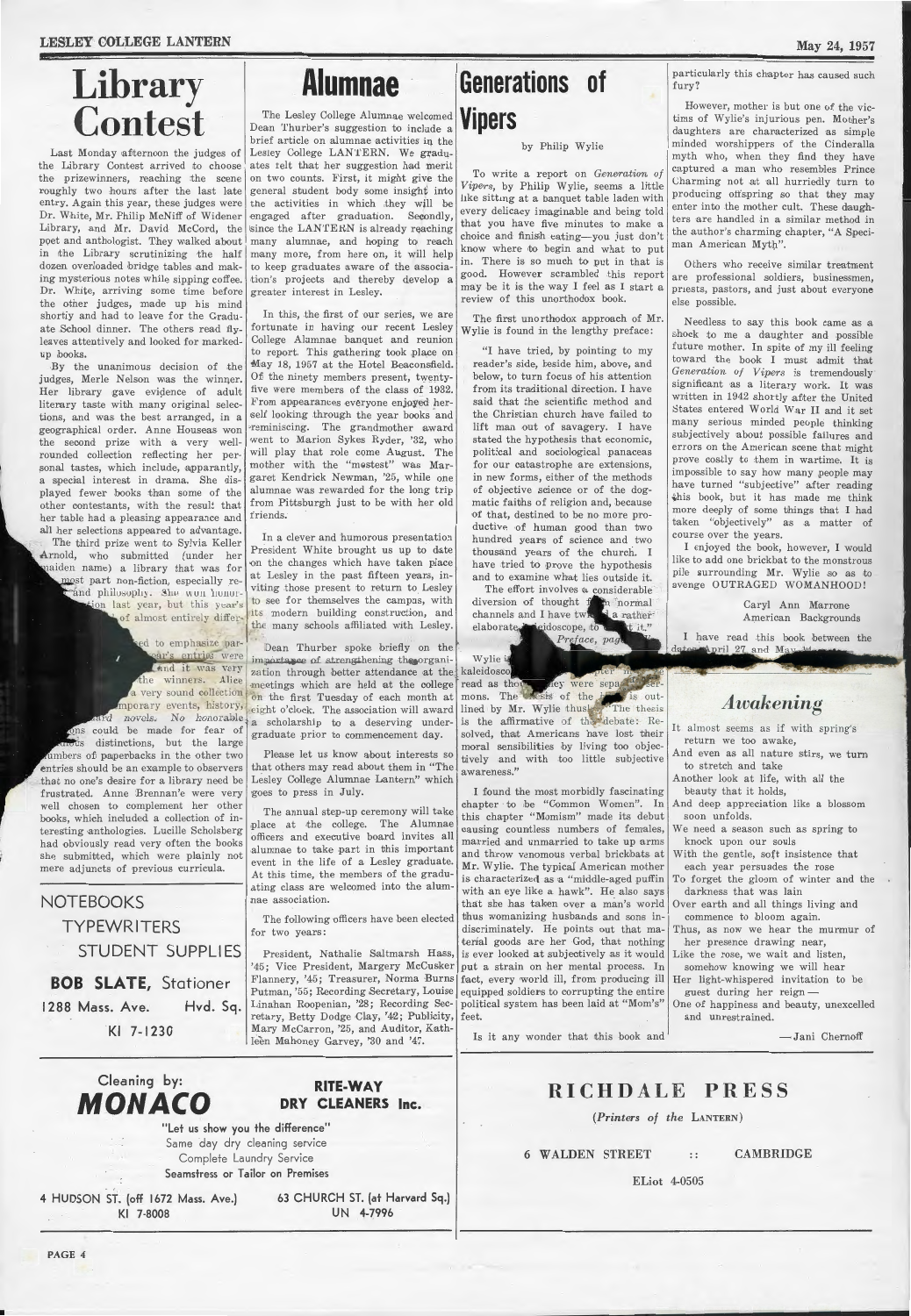# Library Contest

Last Monday afternoon the judges of the Library Contest arrived to choose the prizewinners, reaching the scene roughly two hours after the last late entry. Again this year, these judges were Dr. White, Mr. Philip McNiff of Widener Library, and Mr. David McCord, the poet and anthologist. They walked about in the Library scrutinizing the half dozen overloaded bridge tables and making mysterious notes while sipping coffee. Dr. White, arriving some time before the other judges, made up his mind shortly and had to leave for the Graduate School dinner. The others read fly-leaves attentively and looked for marked-up books.

By the unanimous decision of the judges, Merle Nelson was the winner. Her library gave evidence of adult literary taste with many original selections, and was the best arranged, in a geographical order. Anne Houseas won the second prize with a very well-rounded collection reflecting her personal tastes, which include, apparantly, a special interest in drama. She displayed fewer books than some of the other contestants, with the result that her table had a pleasing appearance and all her selections appeared to advantage.

The third prize went to Sylvia Keller Arnold, who submitted (under her maiden name) a library that was for most part non-fiction, especially re... and philosophy. She won honor... ...ion last year, but this year's ... of almost entirely differ...

...ed to emphasize par... ...ar's entries were ...and it was very ...the winners. Alice ...a very sound collection ...mporary events, history, ...and novels. No honorable ...ons could be made for fear of ...ous distinctions, but the large ...umbers of paperbacks in the other two entries should be an example to observers that no one's desire for a library need be frustrated. Anne Brennan's were very well chosen to complement her other books, which included a collection of interesting anthologies. Lucille Scholsberg had obviously read very often the books she submitted, which were plainly not mere adjuncts of previous curricula.

NOTEBOOKS
TYPEWRITERS
STUDENT SUPPLIES

**BOB SLATE,** Stationer
1288 Mass. Ave. Hvd. Sq.
KI 7-1230

# Alumnae

The Lesley College Alumnae welcomed Dean Thurber's suggestion to include a brief article on alumnae activities in the Lesley College LANTERN. We graduates felt that her suggestion had merit on two counts. First, it might give the general student body some insight into the activities in which they will be engaged after graduation. Secondly, since the LANTERN is already reaching many alumnae, and hoping to reach many more, from here on, it will help to keep graduates aware of the association's projects and thereby develop a greater interest in Lesley.

In this, the first of our series, we are fortunate in having our recent Lesley College Alumnae banquet and reunion to report. This gathering took place on May 18, 1957 at the Hotel Beaconsfield. Of the ninety members present, twenty-five were members of the class of 1932. From appearances everyone enjoyed herself looking through the year books and reminiscing. The grandmother award went to Marion Sykes Ryder, '32, who will play that role come August. The mother with the "mostest" was Margaret Kendrick Newman, '25, while one alumnae was rewarded for the long trip from Pittsburgh just to be with her old friends.

In a clever and humorous presentation President White brought us up to date on the changes which have taken place at Lesley in the past fifteen years, inviting those present to return to Lesley to see for themselves the campus, with its modern building construction, and the many schools affiliated with Lesley.

Dean Thurber spoke briefly on the importance of strengthening the organization through better attendance at the meetings which are held at the college on the first Tuesday of each month at eight o'clock. The association will award a scholarship to a deserving undergraduate prior to commencement day.

Please let us know about interests so that others may read about them in "The Lesley College Alumnae Lantern" which goes to press in July.

The annual step-up ceremony will take place at the college. The Alumnae officers and executive board invites all alumnae to take part in this important event in the life of a Lesley graduate. At this time, the members of the graduating class are welcomed into the alumnae association.

The following officers have been elected for two years:

President, Nathalie Saltmarsh Hass, '45; Vice President, Margery McCusker Flannery, '45; Treasurer, Norma Burns Putman, '55; Recording Secretary, Louise Linahan Roopenian, '28; Recording Secretary, Betty Dodge Clay, '42; Publicity, Mary McCarron, '25, and Auditor, Kathleen Mahoney Garvey, '30 and '47.

# Generations of Vipers

by Philip Wylie

To write a report on *Generation of Vipers*, by Philip Wylie, seems a little like sitting at a banquet table laden with every delicacy imaginable and being told that you have five minutes to make a choice and finish eating—you just don't know where to begin and what to put in. There is so much to put in that is good. However scrambled this report may be it is the way I feel as I start a review of this unorthodox book.

The first unorthodox approach of Mr. Wylie is found in the lengthy preface:

"I have tried, by pointing to my reader's side, beside him, above, and below, to turn focus of his attention from its traditional direction. I have said that the scientific method and the Christian church have failed to lift man out of savagery. I have stated the hypothesis that economic, political and sociological panaceas for our catastrophe are extensions, in new forms, either of the methods of objective science or of the dogmatic faiths of religion and, because of that, destined to be no more productive of human good than two hundred years of science and two thousand years of the church. I have tried to prove the hypothesis and to examine what lies outside it. The effort involves a considerable diversion of thought from normal channels and I have tw... a rather elaborate ...eidoscope, to ...t it."

*Preface, pag...*

Wylie i... kaleidosco... ...per ... read as tho... ...ey were sepa... ...ser-mons. The ...esis of the ... is outlined by Mr. Wylie thus: "The thesis is the affirmative of the debate: Resolved, that Americans have lost their moral sensibilities by living too objectively and with too little subjective awareness."

I found the most morbidly fascinating chapter to be "Common Women". In this chapter "Momism" made its debut causing countless numbers of females, married and unmarried to take up arms and throw venomous verbal brickbats at Mr. Wylie. The typical American mother is characterized as a "middle-aged puffin with an eye like a hawk". He also says that she has taken over a man's world thus womanizing husbands and sons indiscriminately. He points out that material goods are her God, that nothing is ever looked at subjectively as it would put a strain on her mental process. In fact, every world ill, from producing ill equipped soldiers to corrupting the entire political system has been laid at "Mom's" feet.

Is it any wonder that this book and particularly this chapter has caused such fury?

However, mother is but one of the victims of Wylie's injurious pen. Mother's daughters are characterized as simple minded worshippers of the Cinderalla myth who, when they find they have captured a man who resembles Prince Charming not at all hurriedly turn to producing offspring so that they may enter into the mother cult. These daughters are handled in a similar method in the author's charming chapter, "A Specimen American Myth".

Others who receive similar treatment are professional soldiers, businessmen, priests, pastors, and just about everyone else possible.

Needless to say this book came as a shock to me a daughter and possible future mother. In spite of my ill feeling toward the book I must admit that *Generation of Vipers* is tremendously significant as a literary work. It was written in 1942 shortly after the United States entered World War II and it set many serious minded people thinking subjectively about possible failures and errors on the American scene that might prove costly to them in wartime. It is impossible to say how many people may have turned "subjective" after reading this book, but it has made me think more deeply of some things that I had taken "objectively" as a matter of course over the years.

I enjoyed the book, however, I would like to add one brickbat to the monstrous pile surrounding Mr. Wylie so as to avenge OUTRAGED WOMANHOOD!

Caryl Ann Marrone
American Backgrounds

I have read this book between the dates April 27 and May...

## *Awakening*

It almost seems as if with spring's
return we too awake,
And even as all nature stirs, we turn
to stretch and take
Another look at life, with all the
beauty that it holds,
And deep appreciation like a blossom
soon unfolds.
We need a season such as spring to
knock upon our souls
With the gentle, soft insistence that
each year persuades the rose
To forget the gloom of winter and the
darkness that was lain
Over earth and all things living and
commence to bloom again.
Thus, as now we hear the murmur of
her presence drawing near,
Like the rose, we wait and listen,
somehow knowing we will hear
Her light-whispered invitation to be
guest during her reign —
One of happiness and beauty, unexcelled
and unrestrained.

—Jani Chernoff

Cleaning by:
***MONACO***

**RITE-WAY DRY CLEANERS Inc.**

"Let us show you the difference"
Same day dry cleaning service
Complete Laundry Service
Seamstress or Tailor on Premises

4 HUDSON ST. (off 1672 Mass. Ave.) KI 7-8008

63 CHURCH ST. (at Harvard Sq.) UN 4-7996

**RICHDALE PRESS**

*(Printers of the* LANTERN*)*

6 WALDEN STREET :: CAMBRIDGE

ELiot 4-0505